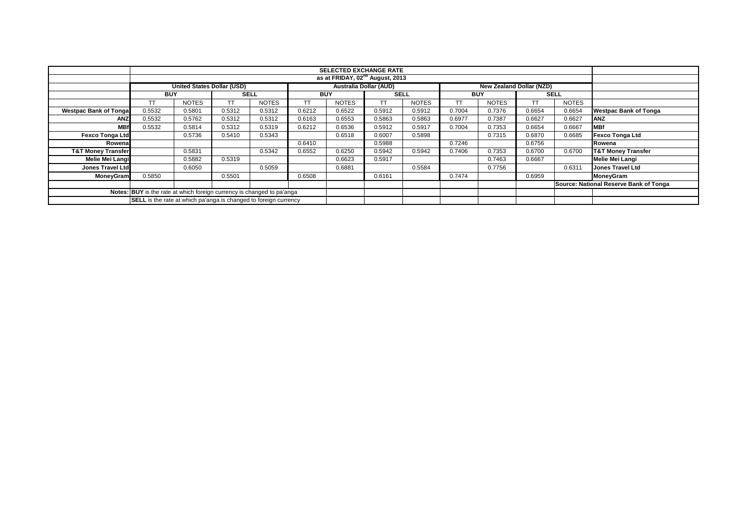| | SELECTED EXCHANGE RATE | | | | | | | | | | | | |
|---|---|---|---|---|---|---|---|---|---|---|---|---|---|
| | as at FRIDAY, 02nd August, 2013 | | | | | | | | | | | | |
| | United States Dollar (USD) | | | | Australia Dollar (AUD) | | | | New Zealand Dollar (NZD) | | | | |
| | BUY | | SELL | | BUY | | SELL | | BUY | | SELL | | |
| | TT | NOTES | TT | NOTES | TT | NOTES | TT | NOTES | TT | NOTES | TT | NOTES | |
| Westpac Bank of Tonga | 0.5532 | 0.5801 | 0.5312 | 0.5312 | 0.6212 | 0.6522 | 0.5912 | 0.5912 | 0.7004 | 0.7376 | 0.6654 | 0.6654 | Westpac Bank of Tonga |
| ANZ | 0.5532 | 0.5762 | 0.5312 | 0.5312 | 0.6163 | 0.6553 | 0.5863 | 0.5863 | 0.6977 | 0.7387 | 0.6627 | 0.6627 | ANZ |
| MBf | 0.5532 | 0.5814 | 0.5312 | 0.5319 | 0.6212 | 0.6536 | 0.5912 | 0.5917 | 0.7004 | 0.7353 | 0.6654 | 0.6667 | MBf |
| Fexco Tonga Ltd | | 0.5736 | 0.5410 | 0.5343 | | 0.6518 | 0.6007 | 0.5898 | | 0.7315 | 0.6870 | 0.6685 | Fexco Tonga Ltd |
| Rowena | | | | | 0.6410 | | 0.5988 | | 0.7246 | | 0.6756 | | Rowena |
| T&T Money Transfer | | 0.5831 | | 0.5342 | 0.6552 | 0.6250 | 0.5942 | 0.5942 | 0.7406 | 0.7353 | 0.6700 | 0.6700 | T&T Money Transfer |
| Melie Mei Langi | | 0.5882 | 0.5319 | | | 0.6623 | 0.5917 | | | 0.7463 | 0.6667 | | Melie Mei Langi |
| Jones Travel Ltd | | 0.6050 | | 0.5059 | | 0.6881 | | 0.5584 | | 0.7756 | | 0.6311 | Jones Travel Ltd |
| MoneyGram | 0.5850 | | 0.5501 | | 0.6508 | | 0.6161 | | 0.7474 | | 0.6959 | | MoneyGram |
| | | | | | | | | | | | | | Source: National Reserve Bank of Tonga |
| Notes: | BUY is the rate at which foreign currency is changed to pa'anga | | | | | | | | | | | | |
| | SELL is the rate at which pa'anga is changed to foreign currency | | | | | | | | | | | | |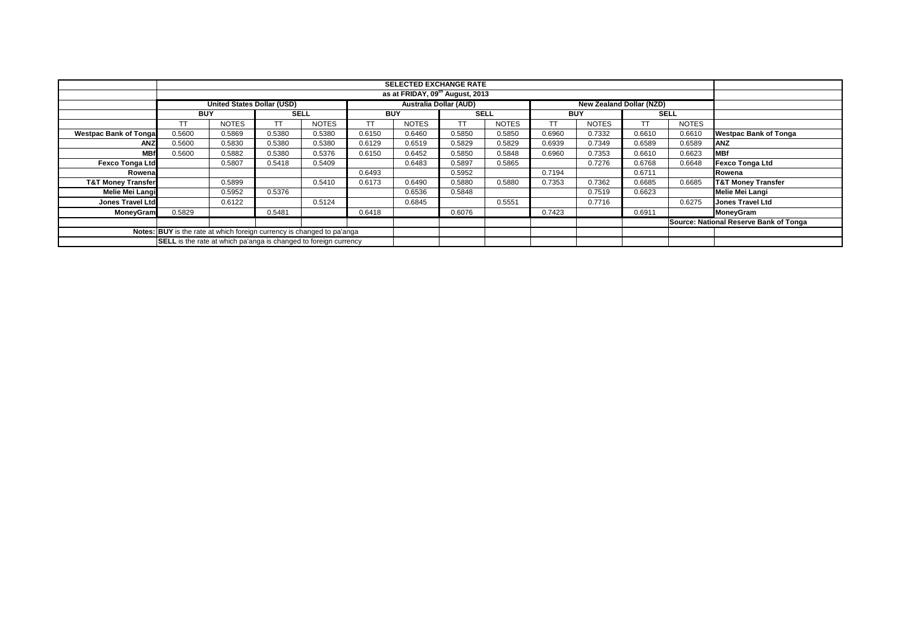| | SELECTED EXCHANGE RATE | | | | | | | | | | | | |
|---|---|---|---|---|---|---|---|---|---|---|---|---|---|
| | as at FRIDAY, 09th August, 2013 | | | | | | | | | | | | |
| | United States Dollar (USD) | | | | Australia Dollar (AUD) | | | | New Zealand Dollar (NZD) | | | | |
| | BUY | | SELL | | BUY | | SELL | | BUY | | SELL | | |
| | TT | NOTES | TT | NOTES | TT | NOTES | TT | NOTES | TT | NOTES | TT | NOTES | |
| **Westpac Bank of Tonga** | 0.5600 | 0.5869 | 0.5380 | 0.5380 | 0.6150 | 0.6460 | 0.5850 | 0.5850 | 0.6960 | 0.7332 | 0.6610 | 0.6610 | **Westpac Bank of Tonga** |
| **ANZ** | 0.5600 | 0.5830 | 0.5380 | 0.5380 | 0.6129 | 0.6519 | 0.5829 | 0.5829 | 0.6939 | 0.7349 | 0.6589 | 0.6589 | **ANZ** |
| **MBf** | 0.5600 | 0.5882 | 0.5380 | 0.5376 | 0.6150 | 0.6452 | 0.5850 | 0.5848 | 0.6960 | 0.7353 | 0.6610 | 0.6623 | **MBf** |
| **Fexco Tonga Ltd** | | 0.5807 | 0.5418 | 0.5409 | | 0.6483 | 0.5897 | 0.5865 | | 0.7276 | 0.6768 | 0.6648 | **Fexco Tonga Ltd** |
| **Rowena** | | | | | 0.6493 | | 0.5952 | | 0.7194 | | 0.6711 | | **Rowena** |
| **T&T Money Transfer** | | 0.5899 | | 0.5410 | 0.6173 | 0.6490 | 0.5880 | 0.5880 | 0.7353 | 0.7362 | 0.6685 | 0.6685 | **T&T Money Transfer** |
| **Melie Mei Langi** | | 0.5952 | 0.5376 | | | 0.6536 | 0.5848 | | | 0.7519 | 0.6623 | | **Melie Mei Langi** |
| **Jones Travel Ltd** | | 0.6122 | | 0.5124 | | 0.6845 | | 0.5551 | | 0.7716 | | 0.6275 | **Jones Travel Ltd** |
| **MoneyGram** | 0.5829 | | 0.5481 | | 0.6418 | | 0.6076 | | 0.7423 | | 0.6911 | | **MoneyGram** |
| | | | | | | | | | | | | | **Source: National Reserve Bank of Tonga** |
| **Notes:** | **BUY** is the rate at which foreign currency is changed to pa'anga | | | | | | | | | | | | |
| | **SELL** is the rate at which pa'anga is changed to foreign currency | | | | | | | | | | | | |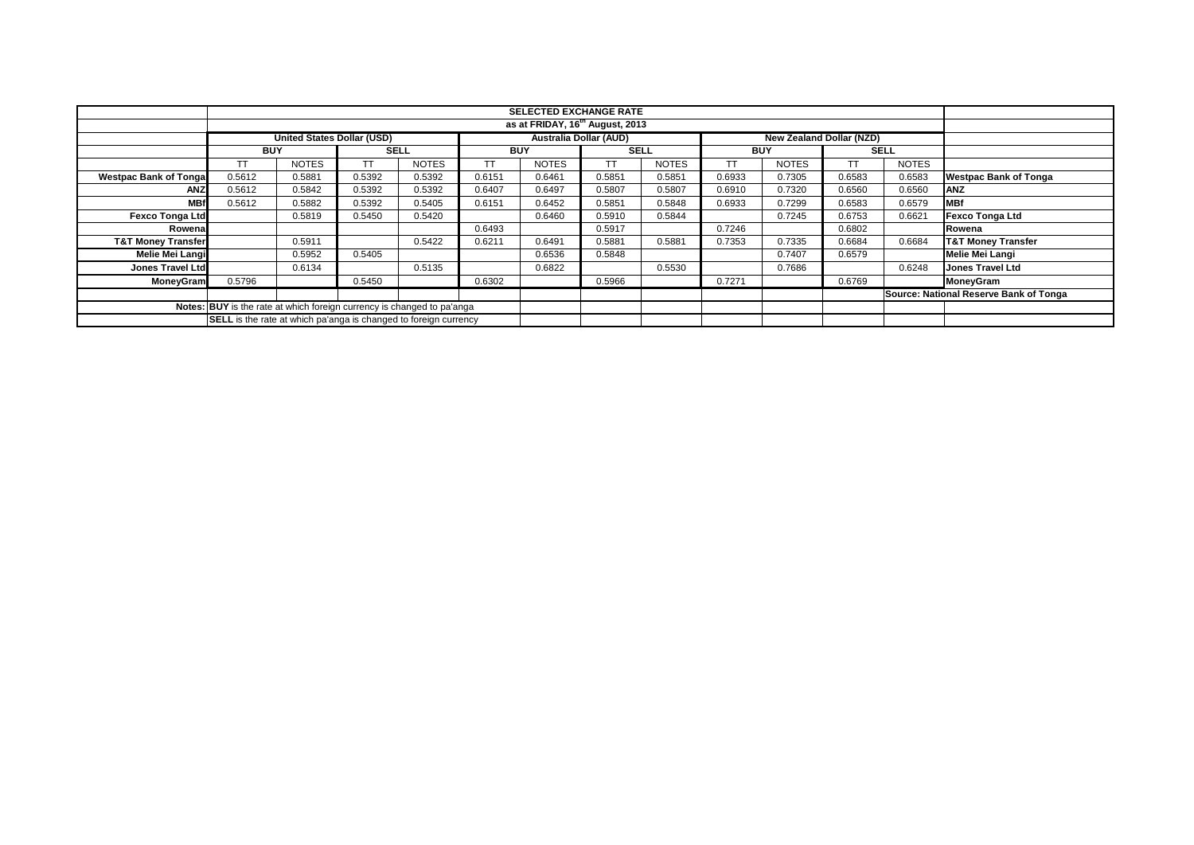| | SELECTED EXCHANGE RATE | | | | | | | | | | | | |
|---|---|---|---|---|---|---|---|---|---|---|---|---|---|
| | as at FRIDAY, 16th August, 2013 | | | | | | | | | | | | |
| | United States Dollar (USD) | | | | Australia Dollar (AUD) | | | | New Zealand Dollar (NZD) | | | | |
| | BUY | | SELL | | BUY | | SELL | | BUY | | SELL | | |
| | TT | NOTES | TT | NOTES | TT | NOTES | TT | NOTES | TT | NOTES | TT | NOTES | |
| **Westpac Bank of Tonga** | 0.5612 | 0.5881 | 0.5392 | 0.5392 | 0.6151 | 0.6461 | 0.5851 | 0.5851 | 0.6933 | 0.7305 | 0.6583 | 0.6583 | **Westpac Bank of Tonga** |
| **ANZ** | 0.5612 | 0.5842 | 0.5392 | 0.5392 | 0.6407 | 0.6497 | 0.5807 | 0.5807 | 0.6910 | 0.7320 | 0.6560 | 0.6560 | **ANZ** |
| **MBf** | 0.5612 | 0.5882 | 0.5392 | 0.5405 | 0.6151 | 0.6452 | 0.5851 | 0.5848 | 0.6933 | 0.7299 | 0.6583 | 0.6579 | **MBf** |
| **Fexco Tonga Ltd** | | 0.5819 | 0.5450 | 0.5420 | | 0.6460 | 0.5910 | 0.5844 | | 0.7245 | 0.6753 | 0.6621 | **Fexco Tonga Ltd** |
| **Rowena** | | | | | 0.6493 | | 0.5917 | | 0.7246 | | 0.6802 | | **Rowena** |
| **T&T Money Transfer** | | 0.5911 | | 0.5422 | 0.6211 | 0.6491 | 0.5881 | 0.5881 | 0.7353 | 0.7335 | 0.6684 | 0.6684 | **T&T Money Transfer** |
| **Melie Mei Langi** | | 0.5952 | 0.5405 | | | 0.6536 | 0.5848 | | | 0.7407 | 0.6579 | | **Melie Mei Langi** |
| **Jones Travel Ltd** | | 0.6134 | | 0.5135 | | 0.6822 | | 0.5530 | | 0.7686 | | 0.6248 | **Jones Travel Ltd** |
| **MoneyGram** | 0.5796 | | 0.5450 | | 0.6302 | | 0.5966 | | 0.7271 | | 0.6769 | | **MoneyGram** |
| | | | | | | | | | | | | | **Source: National Reserve Bank of Tonga** |
| **Notes:** | **BUY** is the rate at which foreign currency is changed to pa'anga | | | | | | | | | | | | |
| | **SELL** is the rate at which pa'anga is changed to foreign currency | | | | | | | | | | | | |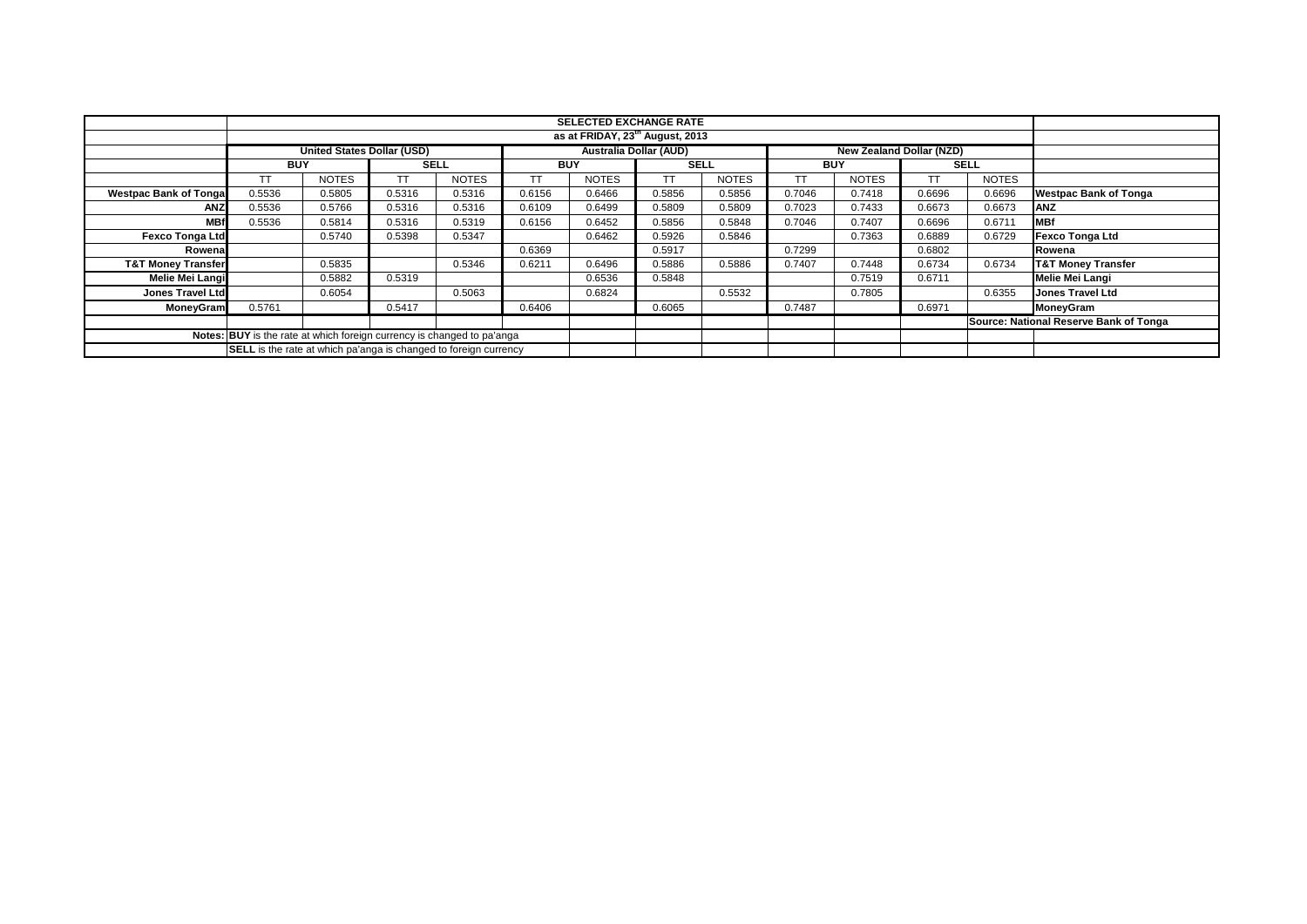| | SELECTED EXCHANGE RATE | | | | | | | | | | | | |
|---|---|---|---|---|---|---|---|---|---|---|---|---|---|
| | as at FRIDAY, 23[th] August, 2013 | | | | | | | | | | | | |
| | United States Dollar (USD) | | | | Australia Dollar (AUD) | | | | New Zealand Dollar (NZD) | | | | |
| | BUY | | SELL | | BUY | | SELL | | BUY | | SELL | | |
| | TT | NOTES | TT | NOTES | TT | NOTES | TT | NOTES | TT | NOTES | TT | NOTES | |
| Westpac Bank of Tonga | 0.5536 | 0.5805 | 0.5316 | 0.5316 | 0.6156 | 0.6466 | 0.5856 | 0.5856 | 0.7046 | 0.7418 | 0.6696 | 0.6696 | Westpac Bank of Tonga |
| ANZ | 0.5536 | 0.5766 | 0.5316 | 0.5316 | 0.6109 | 0.6499 | 0.5809 | 0.5809 | 0.7023 | 0.7433 | 0.6673 | 0.6673 | ANZ |
| MBf | 0.5536 | 0.5814 | 0.5316 | 0.5319 | 0.6156 | 0.6452 | 0.5856 | 0.5848 | 0.7046 | 0.7407 | 0.6696 | 0.6711 | MBf |
| Fexco Tonga Ltd | | 0.5740 | 0.5398 | 0.5347 | | 0.6462 | 0.5926 | 0.5846 | | 0.7363 | 0.6889 | 0.6729 | Fexco Tonga Ltd |
| Rowena | | | | | 0.6369 | | 0.5917 | | 0.7299 | | 0.6802 | | Rowena |
| T&T Money Transfer | | 0.5835 | | 0.5346 | 0.6211 | 0.6496 | 0.5886 | 0.5886 | 0.7407 | 0.7448 | 0.6734 | 0.6734 | T&T Money Transfer |
| Melie Mei Langi | | 0.5882 | 0.5319 | | | 0.6536 | 0.5848 | | | 0.7519 | 0.6711 | | Melie Mei Langi |
| Jones Travel Ltd | | 0.6054 | | 0.5063 | | 0.6824 | | 0.5532 | | 0.7805 | | 0.6355 | Jones Travel Ltd |
| MoneyGram | 0.5761 | | 0.5417 | | 0.6406 | | 0.6065 | | 0.7487 | | 0.6971 | | MoneyGram |
| | | | | | | | | | | | | | Source: National Reserve Bank of Tonga |
| Notes: | BUY is the rate at which foreign currency is changed to pa'anga | | | | | | | | | | | | |
| | SELL is the rate at which pa'anga is changed to foreign currency | | | | | | | | | | | | |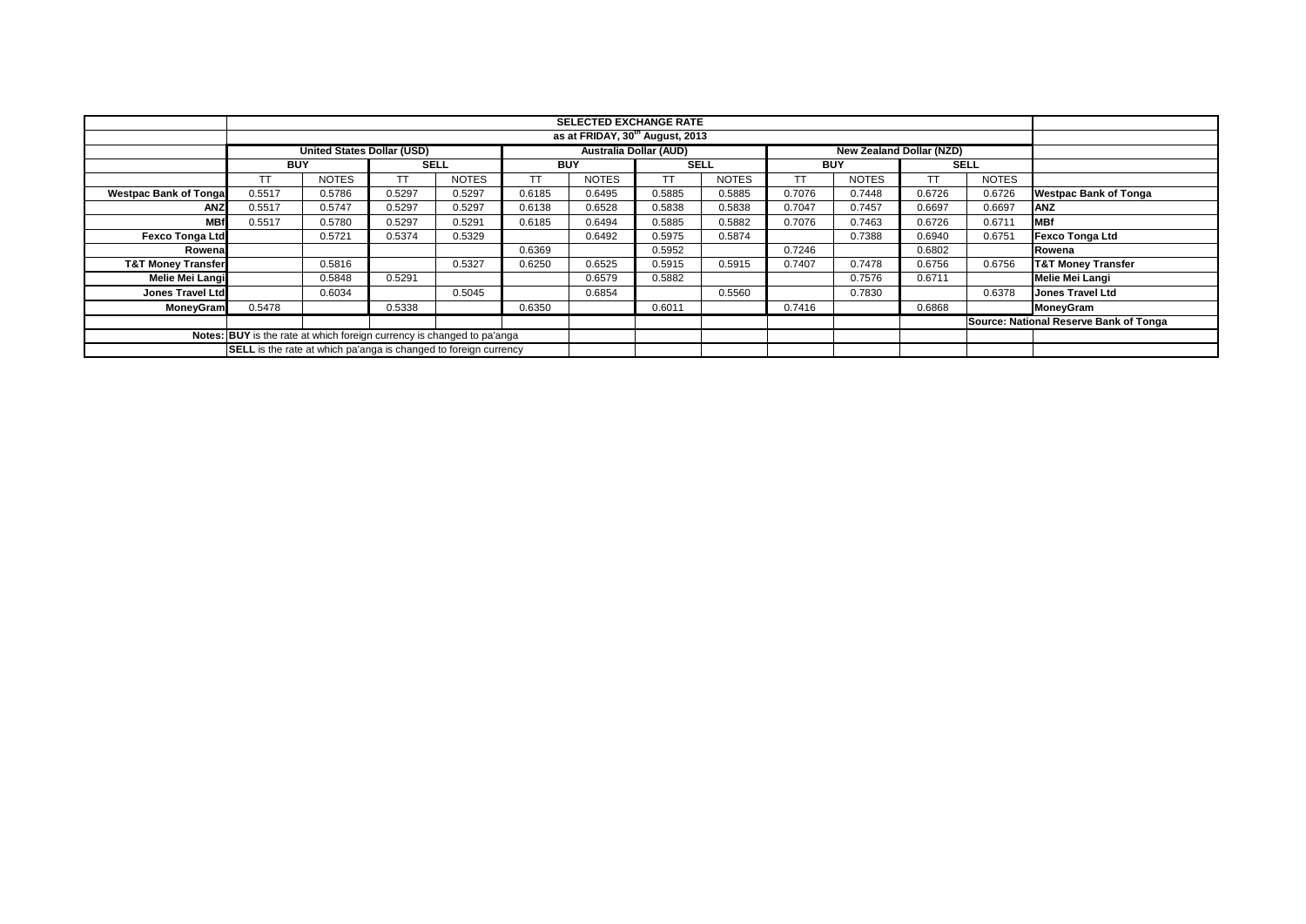| | SELECTED EXCHANGE RATE | | | | | | | | | | | | |
|---|---|---|---|---|---|---|---|---|---|---|---|---|---|
| | as at FRIDAY, 30th August, 2013 | | | | | | | | | | | | |
| | United States Dollar (USD) | | | | Australia Dollar (AUD) | | | | New Zealand Dollar (NZD) | | | | |
| | BUY | | SELL | | BUY | | SELL | | BUY | | SELL | | |
| | TT | NOTES | TT | NOTES | TT | NOTES | TT | NOTES | TT | NOTES | TT | NOTES | |
| Westpac Bank of Tonga | 0.5517 | 0.5786 | 0.5297 | 0.5297 | 0.6185 | 0.6495 | 0.5885 | 0.5885 | 0.7076 | 0.7448 | 0.6726 | 0.6726 | Westpac Bank of Tonga |
| ANZ | 0.5517 | 0.5747 | 0.5297 | 0.5297 | 0.6138 | 0.6528 | 0.5838 | 0.5838 | 0.7047 | 0.7457 | 0.6697 | 0.6697 | ANZ |
| MBf | 0.5517 | 0.5780 | 0.5297 | 0.5291 | 0.6185 | 0.6494 | 0.5885 | 0.5882 | 0.7076 | 0.7463 | 0.6726 | 0.6711 | MBf |
| Fexco Tonga Ltd | | 0.5721 | 0.5374 | 0.5329 | | 0.6492 | 0.5975 | 0.5874 | | 0.7388 | 0.6940 | 0.6751 | Fexco Tonga Ltd |
| Rowena | | | | | 0.6369 | | 0.5952 | | 0.7246 | | 0.6802 | | Rowena |
| T&T Money Transfer | | 0.5816 | | 0.5327 | 0.6250 | 0.6525 | 0.5915 | 0.5915 | 0.7407 | 0.7478 | 0.6756 | 0.6756 | T&T Money Transfer |
| Melie Mei Langi | | 0.5848 | 0.5291 | | | 0.6579 | 0.5882 | | | 0.7576 | 0.6711 | | Melie Mei Langi |
| Jones Travel Ltd | | 0.6034 | | 0.5045 | | 0.6854 | | 0.5560 | | 0.7830 | | 0.6378 | Jones Travel Ltd |
| MoneyGram | 0.5478 | | 0.5338 | | 0.6350 | | 0.6011 | | 0.7416 | | 0.6868 | | MoneyGram |
| | | | | | | | | | | | | | Source: National Reserve Bank of Tonga |
| Notes: | BUY is the rate at which foreign currency is changed to pa'anga | | | | | | | | | | | | |
| | SELL is the rate at which pa'anga is changed to foreign currency | | | | | | | | | | | | |